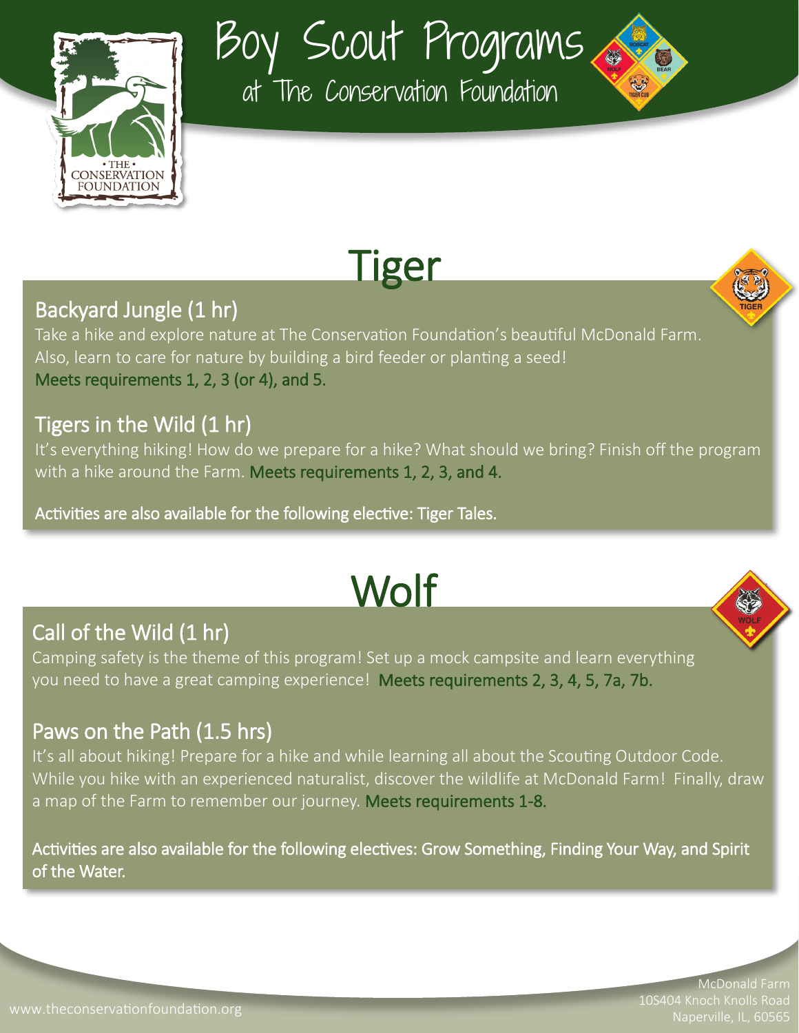# Boy Scout Programs

at The Conservation Foundation

## Tiger

### Backyard Jungle (1 hr)

Take a hike and explore nature at The Conservation Foundation's beautiful McDonald Farm. Also, learn to care for nature by building a bird feeder or planting a seed! Meets requirements 1, 2, 3 (or 4), and 5.

### Tigers in the Wild (1 hr)

It's everything hiking! How do we prepare for a hike? What should we bring? Finish off the program with a hike around the Farm. Meets requirements 1, 2, 3, and 4.

Activities are also available for the following elective: Tiger Tales.

## Wolf

### Call of the Wild (1 hr)

Camping safety is the theme of this program! Set up a mock campsite and learn everything you need to have a great camping experience! Meets requirements 2, 3, 4, 5, 7a, 7b.

### Paws on the Path (1.5 hrs)

It's all about hiking! Prepare for a hike and while learning all about the Scouting Outdoor Code. While you hike with an experienced naturalist, discover the wildlife at McDonald Farm! Finally, draw a map of the Farm to remember our journey. Meets requirements 1-8.

Activities are also available for the following electives: Grow Something, Finding Your Way, and Spirit of the Water.

www.theconservationfoundation.org

McDonald Farm
10S404 Knoch Knolls Road
Naperville, IL, 60565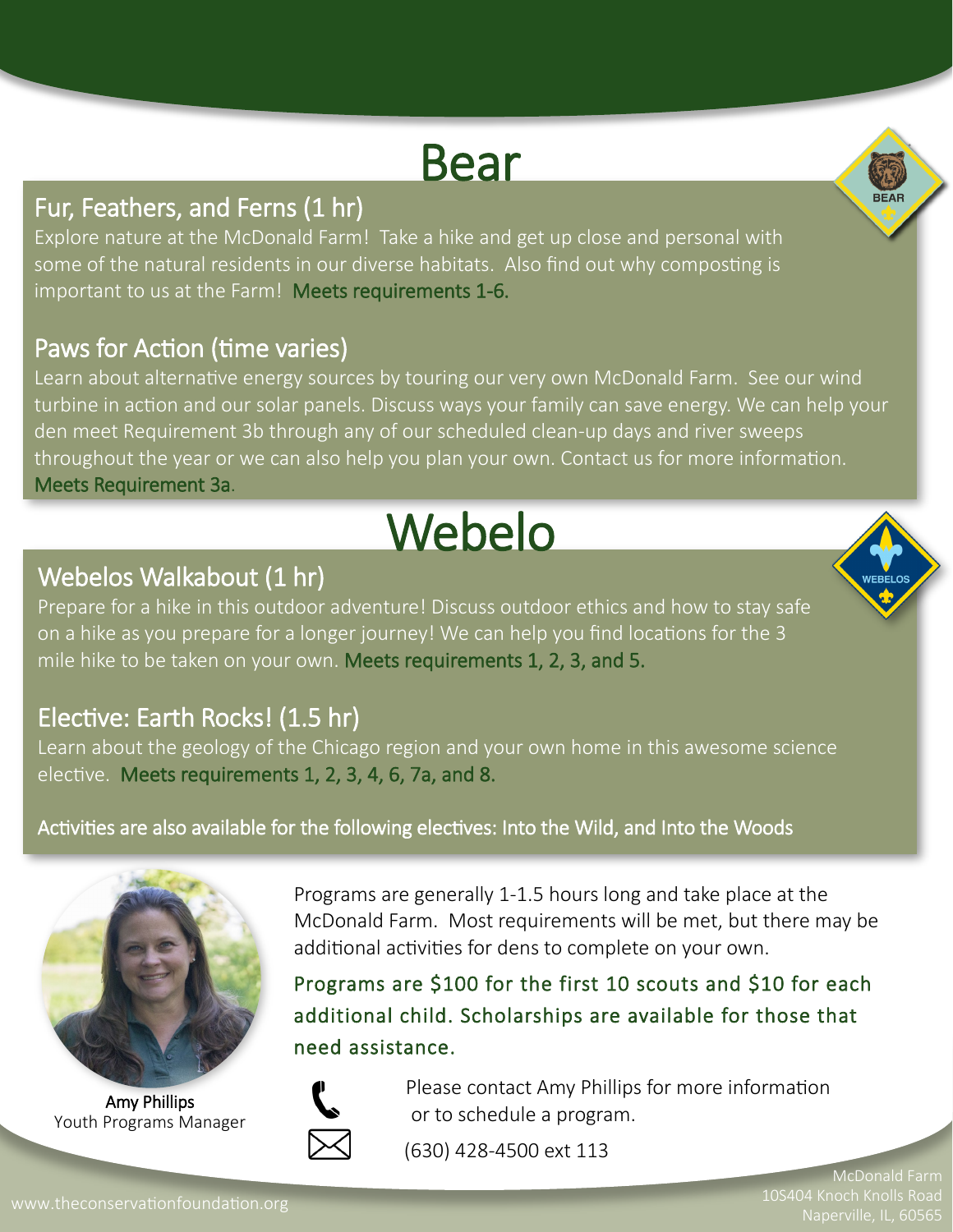# Bear

## Fur, Feathers, and Ferns (1 hr)

Explore nature at the McDonald Farm! Take a hike and get up close and personal with some of the natural residents in our diverse habitats. Also find out why composting is important to us at the Farm! Meets requirements 1-6.

## Paws for Action (time varies)

Learn about alternative energy sources by touring our very own McDonald Farm. See our wind turbine in action and our solar panels. Discuss ways your family can save energy. We can help your den meet Requirement 3b through any of our scheduled clean-up days and river sweeps throughout the year or we can also help you plan your own. Contact us for more information. Meets Requirement 3a.

# Webelo

## Webelos Walkabout (1 hr)

Prepare for a hike in this outdoor adventure! Discuss outdoor ethics and how to stay safe on a hike as you prepare for a longer journey! We can help you find locations for the 3 mile hike to be taken on your own. Meets requirements 1, 2, 3, and 5.

## Elective: Earth Rocks! (1.5 hr)

Learn about the geology of the Chicago region and your own home in this awesome science elective. Meets requirements 1, 2, 3, 4, 6, 7a, and 8.

Activities are also available for the following electives: Into the Wild, and Into the Woods

**Amy Phillips**
Youth Programs Manager

Programs are generally 1-1.5 hours long and take place at the McDonald Farm. Most requirements will be met, but there may be additional activities for dens to complete on your own.

Programs are $100 for the first 10 scouts and $10 for each additional child. Scholarships are available for those that need assistance.

Please contact Amy Phillips for more information or to schedule a program.

(630) 428-4500 ext 113

www.theconservationfoundation.org

McDonald Farm
10S404 Knoch Knolls Road
Naperville, IL, 60565